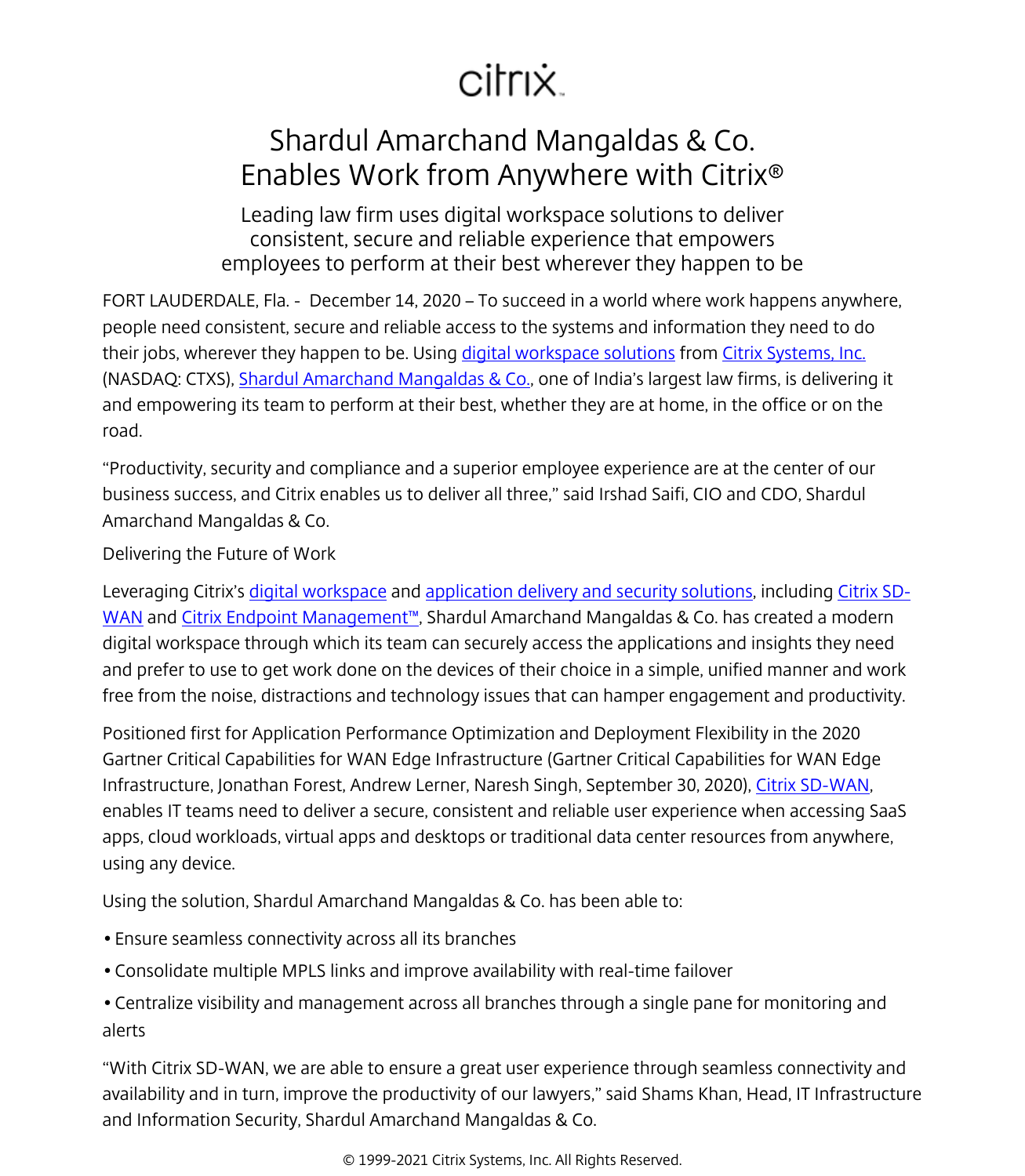citrix

# Shardul Amarchand Mangaldas & Co. Enables Work from Anywhere with Citrix®

## Leading law firm uses digital workspace solutions to deliver consistent, secure and reliable experience that empowers employees to perform at their best wherever they happen to be

FORT LAUDERDALE, Fla. - December 14, 2020 – To succeed in a world where work happens anywhere, people need consistent, secure and reliable access to the systems and information they need to do their jobs, wherever they happen to be. Using digital workspace solutions from Citrix Systems, Inc. (NASDAQ: CTXS), Shardul Amarchand Mangaldas & Co., one of India's largest law firms, is delivering it and empowering its team to perform at their best, whether they are at home, in the office or on the road.

"Productivity, security and compliance and a superior employee experience are at the center of our business success, and Citrix enables us to deliver all three," said Irshad Saifi, CIO and CDO, Shardul Amarchand Mangaldas & Co.

Delivering the Future of Work

Leveraging Citrix's digital workspace and application delivery and security solutions, including Citrix SD-WAN and Citrix Endpoint Management™, Shardul Amarchand Mangaldas & Co. has created a modern digital workspace through which its team can securely access the applications and insights they need and prefer to use to get work done on the devices of their choice in a simple, unified manner and work free from the noise, distractions and technology issues that can hamper engagement and productivity.

Positioned first for Application Performance Optimization and Deployment Flexibility in the 2020 Gartner Critical Capabilities for WAN Edge Infrastructure (Gartner Critical Capabilities for WAN Edge Infrastructure, Jonathan Forest, Andrew Lerner, Naresh Singh, September 30, 2020), Citrix SD-WAN, enables IT teams need to deliver a secure, consistent and reliable user experience when accessing SaaS apps, cloud workloads, virtual apps and desktops or traditional data center resources from anywhere, using any device.

Using the solution, Shardul Amarchand Mangaldas & Co. has been able to:

- Ensure seamless connectivity across all its branches
- Consolidate multiple MPLS links and improve availability with real-time failover
- Centralize visibility and management across all branches through a single pane for monitoring and alerts

"With Citrix SD-WAN, we are able to ensure a great user experience through seamless connectivity and availability and in turn, improve the productivity of our lawyers," said Shams Khan, Head, IT Infrastructure and Information Security, Shardul Amarchand Mangaldas & Co.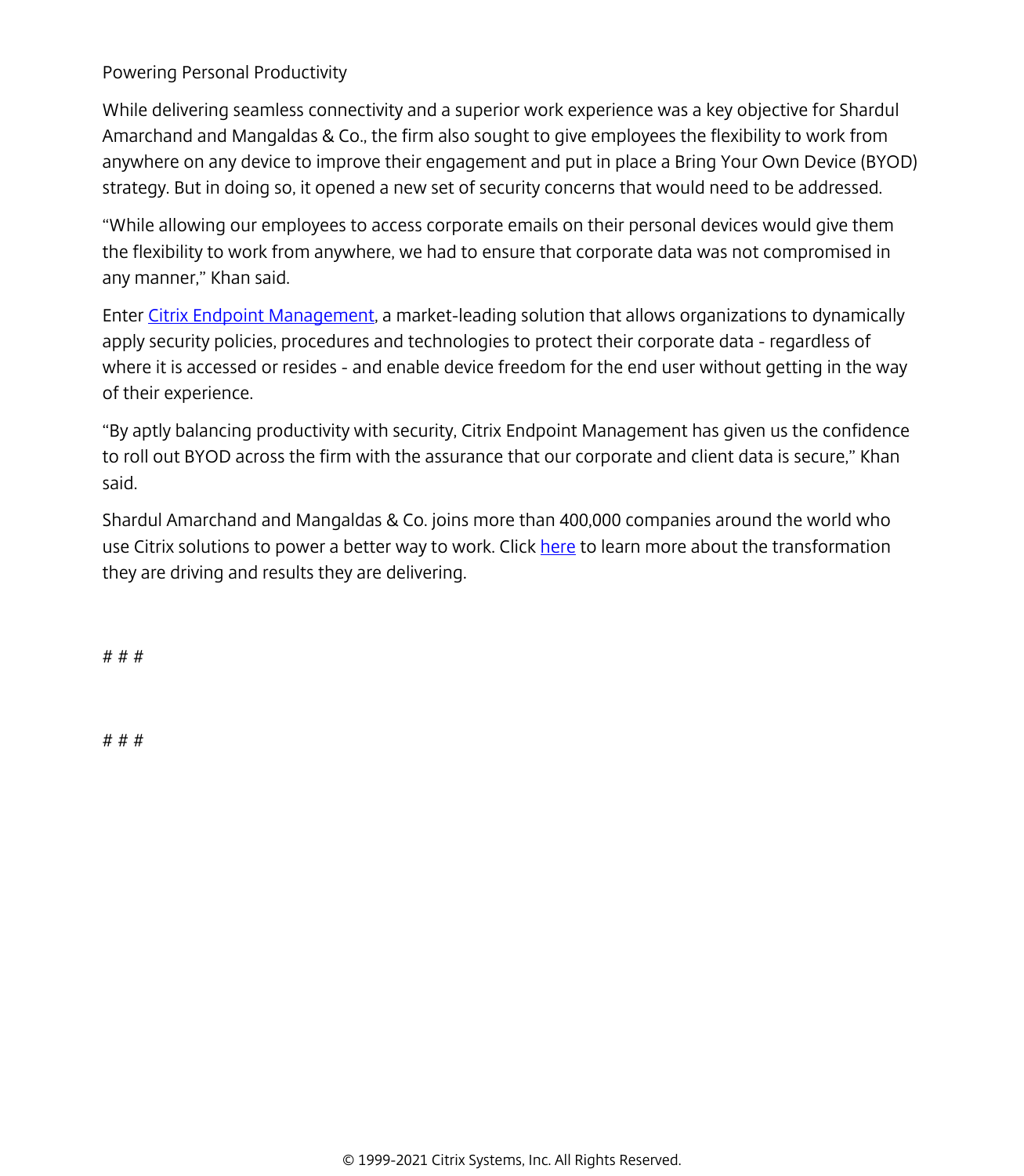Powering Personal Productivity

While delivering seamless connectivity and a superior work experience was a key objective for Shardul Amarchand and Mangaldas & Co., the firm also sought to give employees the flexibility to work from anywhere on any device to improve their engagement and put in place a Bring Your Own Device (BYOD) strategy. But in doing so, it opened a new set of security concerns that would need to be addressed.

"While allowing our employees to access corporate emails on their personal devices would give them the flexibility to work from anywhere, we had to ensure that corporate data was not compromised in any manner," Khan said.

Enter Citrix Endpoint Management, a market-leading solution that allows organizations to dynamically apply security policies, procedures and technologies to protect their corporate data - regardless of where it is accessed or resides - and enable device freedom for the end user without getting in the way of their experience.

"By aptly balancing productivity with security, Citrix Endpoint Management has given us the confidence to roll out BYOD across the firm with the assurance that our corporate and client data is secure," Khan said.

Shardul Amarchand and Mangaldas & Co. joins more than 400,000 companies around the world who use Citrix solutions to power a better way to work. Click here to learn more about the transformation they are driving and results they are delivering.

# # #

# # #

© 1999-2021 Citrix Systems, Inc. All Rights Reserved.